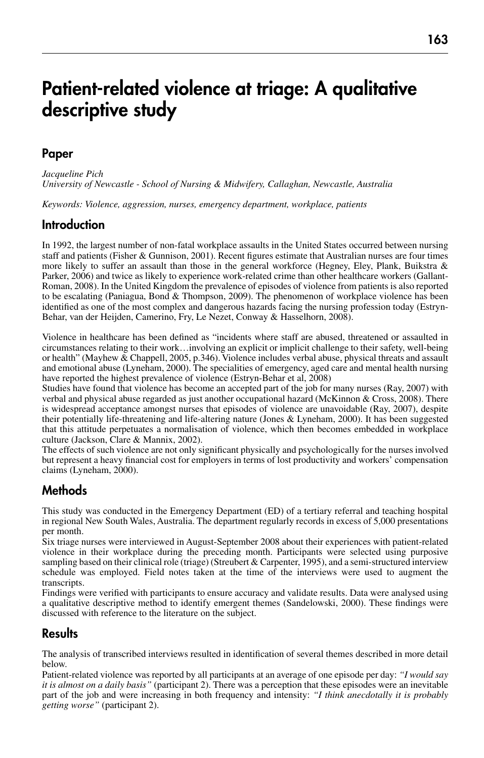# Patient-related violence at triage: A qualitative descriptive study

## Paper

*Jacqueline Pich*
*University of Newcastle - School of Nursing & Midwifery, Callaghan, Newcastle, Australia*

*Keywords: Violence, aggression, nurses, emergency department, workplace, patients*

## Introduction

In 1992, the largest number of non-fatal workplace assaults in the United States occurred between nursing staff and patients (Fisher & Gunnison, 2001). Recent figures estimate that Australian nurses are four times more likely to suffer an assault than those in the general workforce (Hegney, Eley, Plank, Buikstra & Parker, 2006) and twice as likely to experience work-related crime than other healthcare workers (Gallant-Roman, 2008). In the United Kingdom the prevalence of episodes of violence from patients is also reported to be escalating (Paniagua, Bond & Thompson, 2009). The phenomenon of workplace violence has been identified as one of the most complex and dangerous hazards facing the nursing profession today (Estryn-Behar, van der Heijden, Camerino, Fry, Le Nezet, Conway & Hasselhorn, 2008).

Violence in healthcare has been defined as "incidents where staff are abused, threatened or assaulted in circumstances relating to their work…involving an explicit or implicit challenge to their safety, well-being or health" (Mayhew & Chappell, 2005, p.346). Violence includes verbal abuse, physical threats and assault and emotional abuse (Lyneham, 2000). The specialities of emergency, aged care and mental health nursing have reported the highest prevalence of violence (Estryn-Behar et al, 2008)

Studies have found that violence has become an accepted part of the job for many nurses (Ray, 2007) with verbal and physical abuse regarded as just another occupational hazard (McKinnon & Cross, 2008). There is widespread acceptance amongst nurses that episodes of violence are unavoidable (Ray, 2007), despite their potentially life-threatening and life-altering nature (Jones & Lyneham, 2000). It has been suggested that this attitude perpetuates a normalisation of violence, which then becomes embedded in workplace culture (Jackson, Clare & Mannix, 2002).

The effects of such violence are not only significant physically and psychologically for the nurses involved but represent a heavy financial cost for employers in terms of lost productivity and workers' compensation claims (Lyneham, 2000).

## Methods

This study was conducted in the Emergency Department (ED) of a tertiary referral and teaching hospital in regional New South Wales, Australia. The department regularly records in excess of 5,000 presentations per month.

Six triage nurses were interviewed in August-September 2008 about their experiences with patient-related violence in their workplace during the preceding month. Participants were selected using purposive sampling based on their clinical role (triage) (Streubert & Carpenter, 1995), and a semi-structured interview schedule was employed. Field notes taken at the time of the interviews were used to augment the transcripts.

Findings were verified with participants to ensure accuracy and validate results. Data were analysed using a qualitative descriptive method to identify emergent themes (Sandelowski, 2000). These findings were discussed with reference to the literature on the subject.

## Results

The analysis of transcribed interviews resulted in identification of several themes described in more detail below.

Patient-related violence was reported by all participants at an average of one episode per day: *"I would say it is almost on a daily basis"* (participant 2). There was a perception that these episodes were an inevitable part of the job and were increasing in both frequency and intensity: *"I think anecdotally it is probably getting worse"* (participant 2).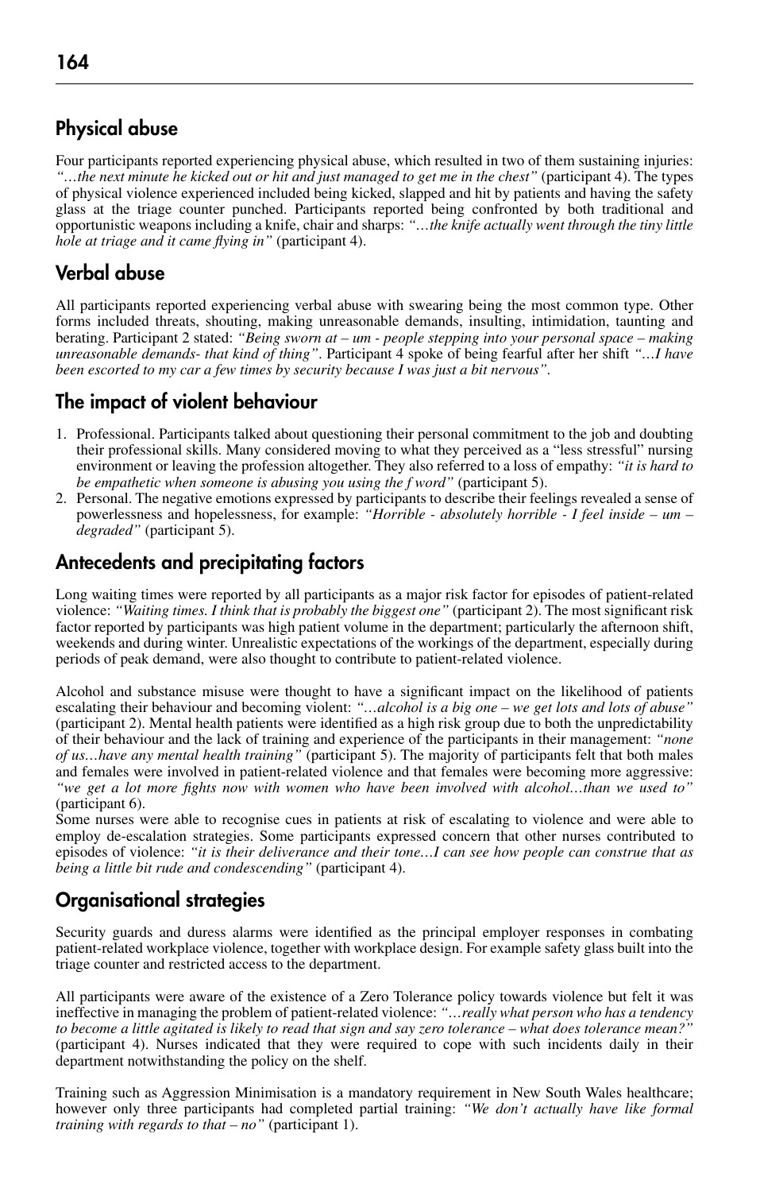## Physical abuse

Four participants reported experiencing physical abuse, which resulted in two of them sustaining injuries: *"…the next minute he kicked out or hit and just managed to get me in the chest"* (participant 4). The types of physical violence experienced included being kicked, slapped and hit by patients and having the safety glass at the triage counter punched. Participants reported being confronted by both traditional and opportunistic weapons including a knife, chair and sharps: *"…the knife actually went through the tiny little hole at triage and it came flying in"* (participant 4).

## Verbal abuse

All participants reported experiencing verbal abuse with swearing being the most common type. Other forms included threats, shouting, making unreasonable demands, insulting, intimidation, taunting and berating. Participant 2 stated: *"Being sworn at – um - people stepping into your personal space – making unreasonable demands- that kind of thing"*. Participant 4 spoke of being fearful after her shift *"…I have been escorted to my car a few times by security because I was just a bit nervous"*.

## The impact of violent behaviour

1. Professional. Participants talked about questioning their personal commitment to the job and doubting their professional skills. Many considered moving to what they perceived as a "less stressful" nursing environment or leaving the profession altogether. They also referred to a loss of empathy: *"it is hard to be empathetic when someone is abusing you using the f word"* (participant 5).
2. Personal. The negative emotions expressed by participants to describe their feelings revealed a sense of powerlessness and hopelessness, for example: *"Horrible - absolutely horrible - I feel inside – um – degraded"* (participant 5).

## Antecedents and precipitating factors

Long waiting times were reported by all participants as a major risk factor for episodes of patient-related violence: *"Waiting times. I think that is probably the biggest one"* (participant 2). The most significant risk factor reported by participants was high patient volume in the department; particularly the afternoon shift, weekends and during winter. Unrealistic expectations of the workings of the department, especially during periods of peak demand, were also thought to contribute to patient-related violence.

Alcohol and substance misuse were thought to have a significant impact on the likelihood of patients escalating their behaviour and becoming violent: *"…alcohol is a big one – we get lots and lots of abuse"* (participant 2). Mental health patients were identified as a high risk group due to both the unpredictability of their behaviour and the lack of training and experience of the participants in their management: *"none of us…have any mental health training"* (participant 5). The majority of participants felt that both males and females were involved in patient-related violence and that females were becoming more aggressive: *"we get a lot more fights now with women who have been involved with alcohol…than we used to"* (participant 6).

Some nurses were able to recognise cues in patients at risk of escalating to violence and were able to employ de-escalation strategies. Some participants expressed concern that other nurses contributed to episodes of violence: *"it is their deliverance and their tone…I can see how people can construe that as being a little bit rude and condescending"* (participant 4).

## Organisational strategies

Security guards and duress alarms were identified as the principal employer responses in combating patient-related workplace violence, together with workplace design. For example safety glass built into the triage counter and restricted access to the department.

All participants were aware of the existence of a Zero Tolerance policy towards violence but felt it was ineffective in managing the problem of patient-related violence: *"…really what person who has a tendency to become a little agitated is likely to read that sign and say zero tolerance – what does tolerance mean?"* (participant 4). Nurses indicated that they were required to cope with such incidents daily in their department notwithstanding the policy on the shelf.

Training such as Aggression Minimisation is a mandatory requirement in New South Wales healthcare; however only three participants had completed partial training: *"We don't actually have like formal training with regards to that – no"* (participant 1).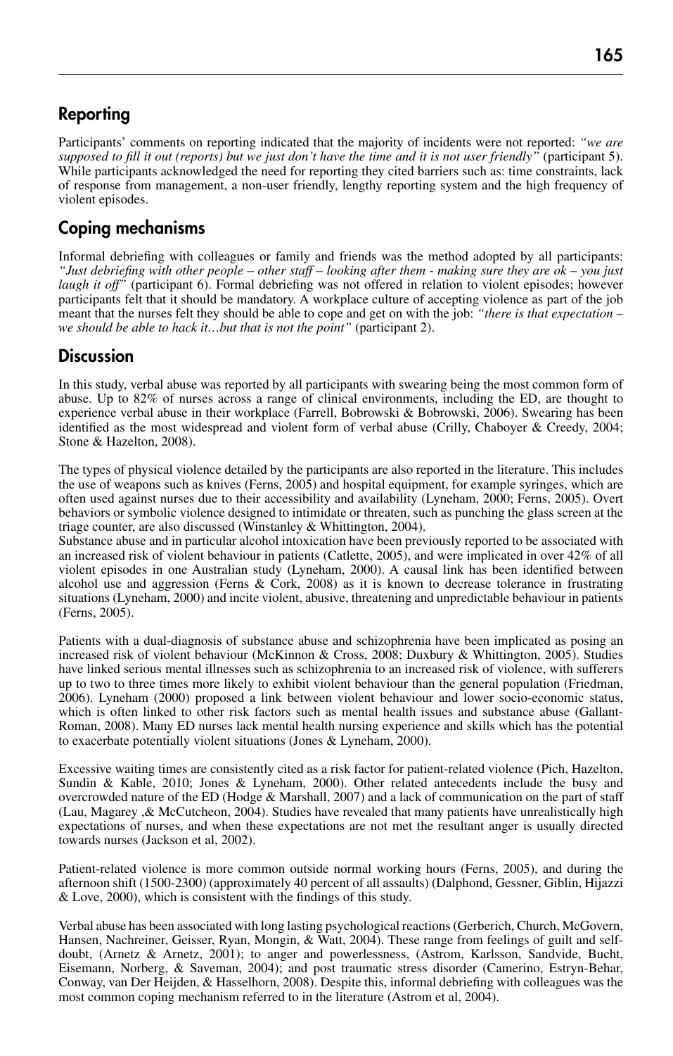## Reporting

Participants' comments on reporting indicated that the majority of incidents were not reported: *"we are supposed to fill it out (reports) but we just don't have the time and it is not user friendly"* (participant 5). While participants acknowledged the need for reporting they cited barriers such as: time constraints, lack of response from management, a non-user friendly, lengthy reporting system and the high frequency of violent episodes.

## Coping mechanisms

Informal debriefing with colleagues or family and friends was the method adopted by all participants: *"Just debriefing with other people – other staff – looking after them - making sure they are ok – you just laugh it off"* (participant 6). Formal debriefing was not offered in relation to violent episodes; however participants felt that it should be mandatory. A workplace culture of accepting violence as part of the job meant that the nurses felt they should be able to cope and get on with the job: *"there is that expectation – we should be able to hack it…but that is not the point"* (participant 2).

## Discussion

In this study, verbal abuse was reported by all participants with swearing being the most common form of abuse. Up to 82% of nurses across a range of clinical environments, including the ED, are thought to experience verbal abuse in their workplace (Farrell, Bobrowski & Bobrowski, 2006). Swearing has been identified as the most widespread and violent form of verbal abuse (Crilly, Chaboyer & Creedy, 2004; Stone & Hazelton, 2008).

The types of physical violence detailed by the participants are also reported in the literature. This includes the use of weapons such as knives (Ferns, 2005) and hospital equipment, for example syringes, which are often used against nurses due to their accessibility and availability (Lyneham, 2000; Ferns, 2005). Overt behaviors or symbolic violence designed to intimidate or threaten, such as punching the glass screen at the triage counter, are also discussed (Winstanley & Whittington, 2004).

Substance abuse and in particular alcohol intoxication have been previously reported to be associated with an increased risk of violent behaviour in patients (Catlette, 2005), and were implicated in over 42% of all violent episodes in one Australian study (Lyneham, 2000). A causal link has been identified between alcohol use and aggression (Ferns & Cork, 2008) as it is known to decrease tolerance in frustrating situations (Lyneham, 2000) and incite violent, abusive, threatening and unpredictable behaviour in patients (Ferns, 2005).

Patients with a dual-diagnosis of substance abuse and schizophrenia have been implicated as posing an increased risk of violent behaviour (McKinnon & Cross, 2008; Duxbury & Whittington, 2005). Studies have linked serious mental illnesses such as schizophrenia to an increased risk of violence, with sufferers up to two to three times more likely to exhibit violent behaviour than the general population (Friedman, 2006). Lyneham (2000) proposed a link between violent behaviour and lower socio-economic status, which is often linked to other risk factors such as mental health issues and substance abuse (Gallant-Roman, 2008). Many ED nurses lack mental health nursing experience and skills which has the potential to exacerbate potentially violent situations (Jones & Lyneham, 2000).

Excessive waiting times are consistently cited as a risk factor for patient-related violence (Pich, Hazelton, Sundin & Kable, 2010; Jones & Lyneham, 2000). Other related antecedents include the busy and overcrowded nature of the ED (Hodge & Marshall, 2007) and a lack of communication on the part of staff (Lau, Magarey ,& McCutcheon, 2004). Studies have revealed that many patients have unrealistically high expectations of nurses, and when these expectations are not met the resultant anger is usually directed towards nurses (Jackson et al, 2002).

Patient-related violence is more common outside normal working hours (Ferns, 2005), and during the afternoon shift (1500-2300) (approximately 40 percent of all assaults) (Dalphond, Gessner, Giblin, Hijazzi & Love, 2000), which is consistent with the findings of this study.

Verbal abuse has been associated with long lasting psychological reactions (Gerberich, Church, McGovern, Hansen, Nachreiner, Geisser, Ryan, Mongin, & Watt, 2004). These range from feelings of guilt and self-doubt, (Arnetz & Arnetz, 2001); to anger and powerlessness, (Astrom, Karlsson, Sandvide, Bucht, Eisemann, Norberg, & Saveman, 2004); and post traumatic stress disorder (Camerino, Estryn-Behar, Conway, van Der Heijden, & Hasselhorn, 2008). Despite this, informal debriefing with colleagues was the most common coping mechanism referred to in the literature (Astrom et al, 2004).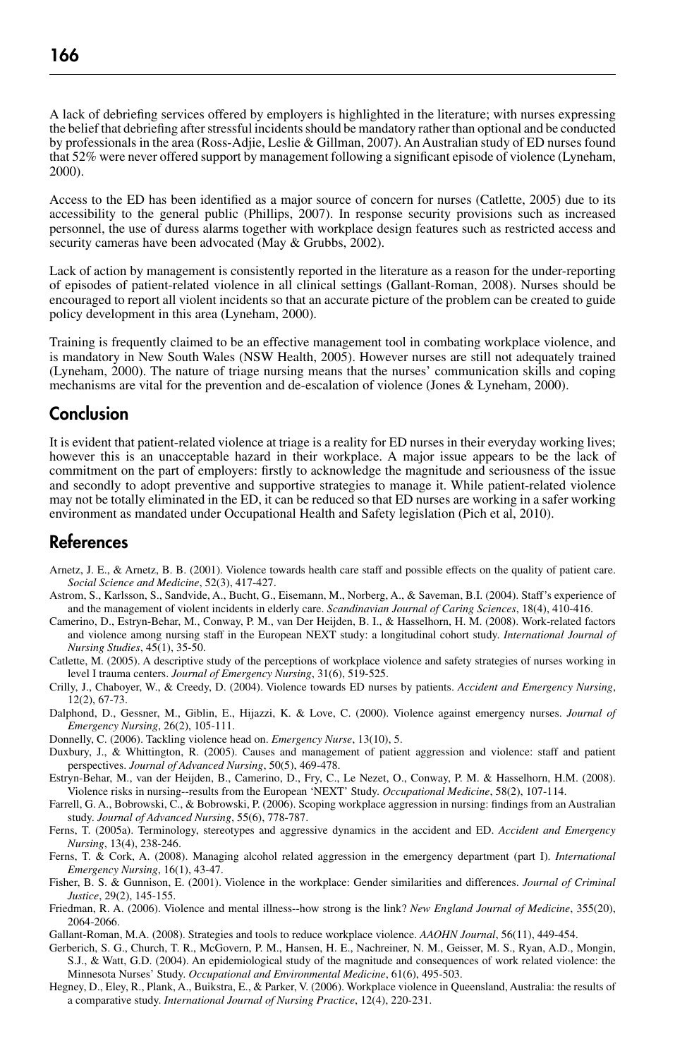A lack of debriefing services offered by employers is highlighted in the literature; with nurses expressing the belief that debriefing after stressful incidents should be mandatory rather than optional and be conducted by professionals in the area (Ross-Adjie, Leslie & Gillman, 2007). An Australian study of ED nurses found that 52% were never offered support by management following a significant episode of violence (Lyneham, 2000).

Access to the ED has been identified as a major source of concern for nurses (Catlette, 2005) due to its accessibility to the general public (Phillips, 2007). In response security provisions such as increased personnel, the use of duress alarms together with workplace design features such as restricted access and security cameras have been advocated (May & Grubbs, 2002).

Lack of action by management is consistently reported in the literature as a reason for the under-reporting of episodes of patient-related violence in all clinical settings (Gallant-Roman, 2008). Nurses should be encouraged to report all violent incidents so that an accurate picture of the problem can be created to guide policy development in this area (Lyneham, 2000).

Training is frequently claimed to be an effective management tool in combating workplace violence, and is mandatory in New South Wales (NSW Health, 2005). However nurses are still not adequately trained (Lyneham, 2000). The nature of triage nursing means that the nurses' communication skills and coping mechanisms are vital for the prevention and de-escalation of violence (Jones & Lyneham, 2000).

## Conclusion

It is evident that patient-related violence at triage is a reality for ED nurses in their everyday working lives; however this is an unacceptable hazard in their workplace. A major issue appears to be the lack of commitment on the part of employers: firstly to acknowledge the magnitude and seriousness of the issue and secondly to adopt preventive and supportive strategies to manage it. While patient-related violence may not be totally eliminated in the ED, it can be reduced so that ED nurses are working in a safer working environment as mandated under Occupational Health and Safety legislation (Pich et al, 2010).

## References

Arnetz, J. E., & Arnetz, B. B. (2001). Violence towards health care staff and possible effects on the quality of patient care. *Social Science and Medicine*, 52(3), 417-427.

Astrom, S., Karlsson, S., Sandvide, A., Bucht, G., Eisemann, M., Norberg, A., & Saveman, B.I. (2004). Staff's experience of and the management of violent incidents in elderly care. *Scandinavian Journal of Caring Sciences*, 18(4), 410-416.

Camerino, D., Estryn-Behar, M., Conway, P. M., van Der Heijden, B. I., & Hasselhorn, H. M. (2008). Work-related factors and violence among nursing staff in the European NEXT study: a longitudinal cohort study. *International Journal of Nursing Studies*, 45(1), 35-50.

Catlette, M. (2005). A descriptive study of the perceptions of workplace violence and safety strategies of nurses working in level I trauma centers. *Journal of Emergency Nursing*, 31(6), 519-525.

Crilly, J., Chaboyer, W., & Creedy, D. (2004). Violence towards ED nurses by patients. *Accident and Emergency Nursing*, 12(2), 67-73.

Dalphond, D., Gessner, M., Giblin, E., Hijazzi, K. & Love, C. (2000). Violence against emergency nurses. *Journal of Emergency Nursing*, 26(2), 105-111.

Donnelly, C. (2006). Tackling violence head on. *Emergency Nurse*, 13(10), 5.

Duxbury, J., & Whittington, R. (2005). Causes and management of patient aggression and violence: staff and patient perspectives. *Journal of Advanced Nursing*, 50(5), 469-478.

Estryn-Behar, M., van der Heijden, B., Camerino, D., Fry, C., Le Nezet, O., Conway, P. M. & Hasselhorn, H.M. (2008). Violence risks in nursing--results from the European 'NEXT' Study. *Occupational Medicine*, 58(2), 107-114.

Farrell, G. A., Bobrowski, C., & Bobrowski, P. (2006). Scoping workplace aggression in nursing: findings from an Australian study. *Journal of Advanced Nursing*, 55(6), 778-787.

Ferns, T. (2005a). Terminology, stereotypes and aggressive dynamics in the accident and ED. *Accident and Emergency Nursing*, 13(4), 238-246.

Ferns, T. & Cork, A. (2008). Managing alcohol related aggression in the emergency department (part I). *International Emergency Nursing*, 16(1), 43-47.

Fisher, B. S. & Gunnison, E. (2001). Violence in the workplace: Gender similarities and differences. *Journal of Criminal Justice*, 29(2), 145-155.

Friedman, R. A. (2006). Violence and mental illness--how strong is the link? *New England Journal of Medicine*, 355(20), 2064-2066.

Gallant-Roman, M.A. (2008). Strategies and tools to reduce workplace violence. *AAOHN Journal*, 56(11), 449-454.

Gerberich, S. G., Church, T. R., McGovern, P. M., Hansen, H. E., Nachreiner, N. M., Geisser, M. S., Ryan, A.D., Mongin, S.J., & Watt, G.D. (2004). An epidemiological study of the magnitude and consequences of work related violence: the Minnesota Nurses' Study. *Occupational and Environmental Medicine*, 61(6), 495-503.

Hegney, D., Eley, R., Plank, A., Buikstra, E., & Parker, V. (2006). Workplace violence in Queensland, Australia: the results of a comparative study. *International Journal of Nursing Practice*, 12(4), 220-231.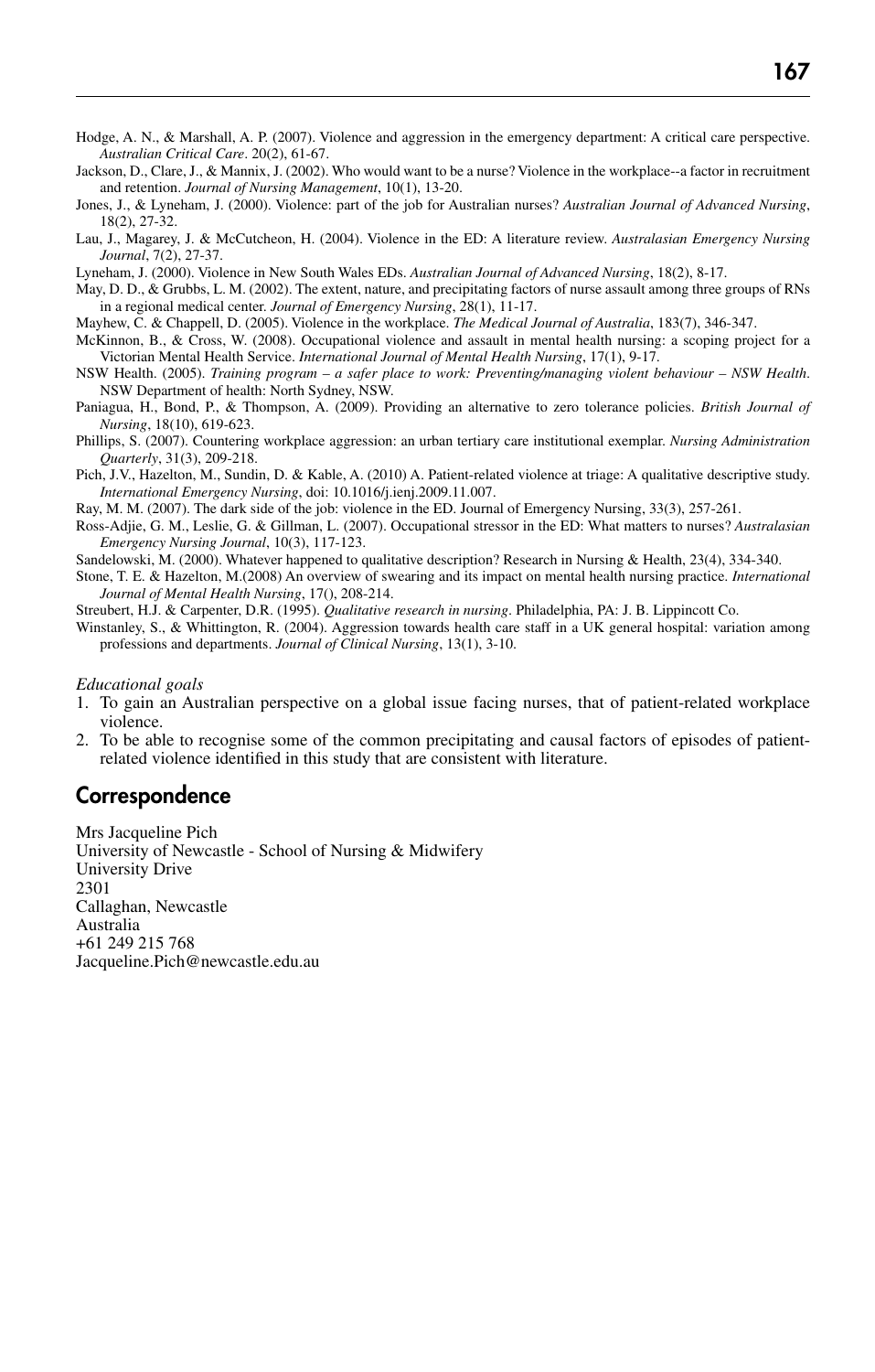Hodge, A. N., & Marshall, A. P. (2007). Violence and aggression in the emergency department: A critical care perspective. *Australian Critical Care*. 20(2), 61-67.

Jackson, D., Clare, J., & Mannix, J. (2002). Who would want to be a nurse? Violence in the workplace--a factor in recruitment and retention. *Journal of Nursing Management*, 10(1), 13-20.

Jones, J., & Lyneham, J. (2000). Violence: part of the job for Australian nurses? *Australian Journal of Advanced Nursing*, 18(2), 27-32.

Lau, J., Magarey, J. & McCutcheon, H. (2004). Violence in the ED: A literature review. *Australasian Emergency Nursing Journal*, 7(2), 27-37.

Lyneham, J. (2000). Violence in New South Wales EDs. *Australian Journal of Advanced Nursing*, 18(2), 8-17.

May, D. D., & Grubbs, L. M. (2002). The extent, nature, and precipitating factors of nurse assault among three groups of RNs in a regional medical center. *Journal of Emergency Nursing*, 28(1), 11-17.

Mayhew, C. & Chappell, D. (2005). Violence in the workplace. *The Medical Journal of Australia*, 183(7), 346-347.

McKinnon, B., & Cross, W. (2008). Occupational violence and assault in mental health nursing: a scoping project for a Victorian Mental Health Service. *International Journal of Mental Health Nursing*, 17(1), 9-17.

NSW Health. (2005). *Training program – a safer place to work: Preventing/managing violent behaviour – NSW Health*. NSW Department of health: North Sydney, NSW.

Paniagua, H., Bond, P., & Thompson, A. (2009). Providing an alternative to zero tolerance policies. *British Journal of Nursing*, 18(10), 619-623.

Phillips, S. (2007). Countering workplace aggression: an urban tertiary care institutional exemplar. *Nursing Administration Quarterly*, 31(3), 209-218.

Pich, J.V., Hazelton, M., Sundin, D. & Kable, A. (2010) A. Patient-related violence at triage: A qualitative descriptive study. *International Emergency Nursing*, doi: 10.1016/j.ienj.2009.11.007.

Ray, M. M. (2007). The dark side of the job: violence in the ED. Journal of Emergency Nursing, 33(3), 257-261.

Ross-Adjie, G. M., Leslie, G. & Gillman, L. (2007). Occupational stressor in the ED: What matters to nurses? *Australasian Emergency Nursing Journal*, 10(3), 117-123.

Sandelowski, M. (2000). Whatever happened to qualitative description? Research in Nursing & Health, 23(4), 334-340.

Stone, T. E. & Hazelton, M.(2008) An overview of swearing and its impact on mental health nursing practice. *International Journal of Mental Health Nursing*, 17(), 208-214.

Streubert, H.J. & Carpenter, D.R. (1995). *Qualitative research in nursing*. Philadelphia, PA: J. B. Lippincott Co.

Winstanley, S., & Whittington, R. (2004). Aggression towards health care staff in a UK general hospital: variation among professions and departments. *Journal of Clinical Nursing*, 13(1), 3-10.

*Educational goals*

1. To gain an Australian perspective on a global issue facing nurses, that of patient-related workplace violence.
2. To be able to recognise some of the common precipitating and causal factors of episodes of patient-related violence identified in this study that are consistent with literature.

## Correspondence

Mrs Jacqueline Pich
University of Newcastle - School of Nursing & Midwifery
University Drive
2301
Callaghan, Newcastle
Australia
+61 249 215 768
Jacqueline.Pich@newcastle.edu.au